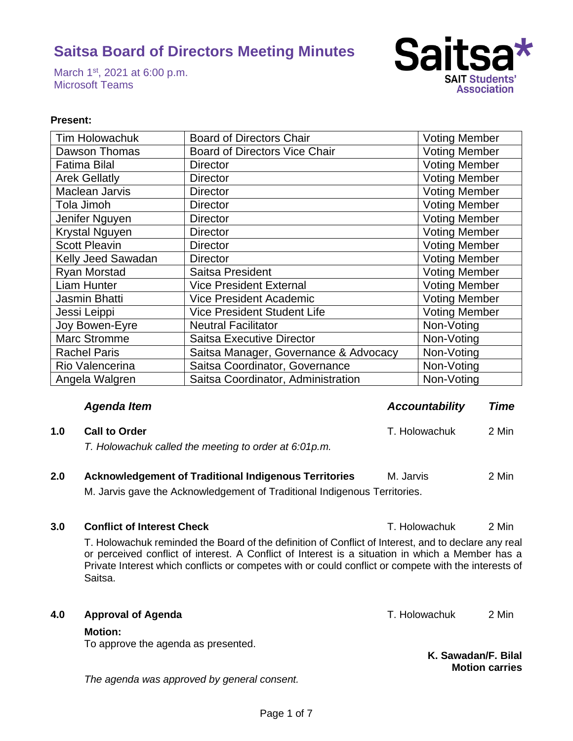# Saitsa Board of Directors Meeting Minutes

March 1st, 2021 at 6:00 p.m.
Microsoft Teams

**Saitsa* SAIT Students' Association**

**Present:**

| | | |
|---|---|---|
| Tim Holowachuk | Board of Directors Chair | Voting Member |
| Dawson Thomas | Board of Directors Vice Chair | Voting Member |
| Fatima Bilal | Director | Voting Member |
| Arek Gellatly | Director | Voting Member |
| Maclean Jarvis | Director | Voting Member |
| Tola Jimoh | Director | Voting Member |
| Jenifer Nguyen | Director | Voting Member |
| Krystal Nguyen | Director | Voting Member |
| Scott Pleavin | Director | Voting Member |
| Kelly Jeed Sawadan | Director | Voting Member |
| Ryan Morstad | Saitsa President | Voting Member |
| Liam Hunter | Vice President External | Voting Member |
| Jasmin Bhatti | Vice President Academic | Voting Member |
| Jessi Leippi | Vice President Student Life | Voting Member |
| Joy Bowen-Eyre | Neutral Facilitator | Non-Voting |
| Marc Stromme | Saitsa Executive Director | Non-Voting |
| Rachel Paris | Saitsa Manager, Governance & Advocacy | Non-Voting |
| Rio Valencerina | Saitsa Coordinator, Governance | Non-Voting |
| Angela Walgren | Saitsa Coordinator, Administration | Non-Voting |

| | *Agenda Item* | *Accountability* | *Time* |
|---|---|---|---|
| **1.0** | **Call to Order** | T. Holowachuk | 2 Min |

*T. Holowachuk called the meeting to order at 6:01p.m.*

| | | | |
|---|---|---|---|
| **2.0** | **Acknowledgement of Traditional Indigenous Territories** | M. Jarvis | 2 Min |

M. Jarvis gave the Acknowledgement of Traditional Indigenous Territories.

| | | | |
|---|---|---|---|
| **3.0** | **Conflict of Interest Check** | T. Holowachuk | 2 Min |

T. Holowachuk reminded the Board of the definition of Conflict of Interest, and to declare any real or perceived conflict of interest. A Conflict of Interest is a situation in which a Member has a Private Interest which conflicts or competes with or could conflict or compete with the interests of Saitsa.

| | | | |
|---|---|---|---|
| **4.0** | **Approval of Agenda** | T. Holowachuk | 2 Min |

**Motion:**
To approve the agenda as presented.

**K. Sawadan/F. Bilal**
**Motion carries**

*The agenda was approved by general consent.*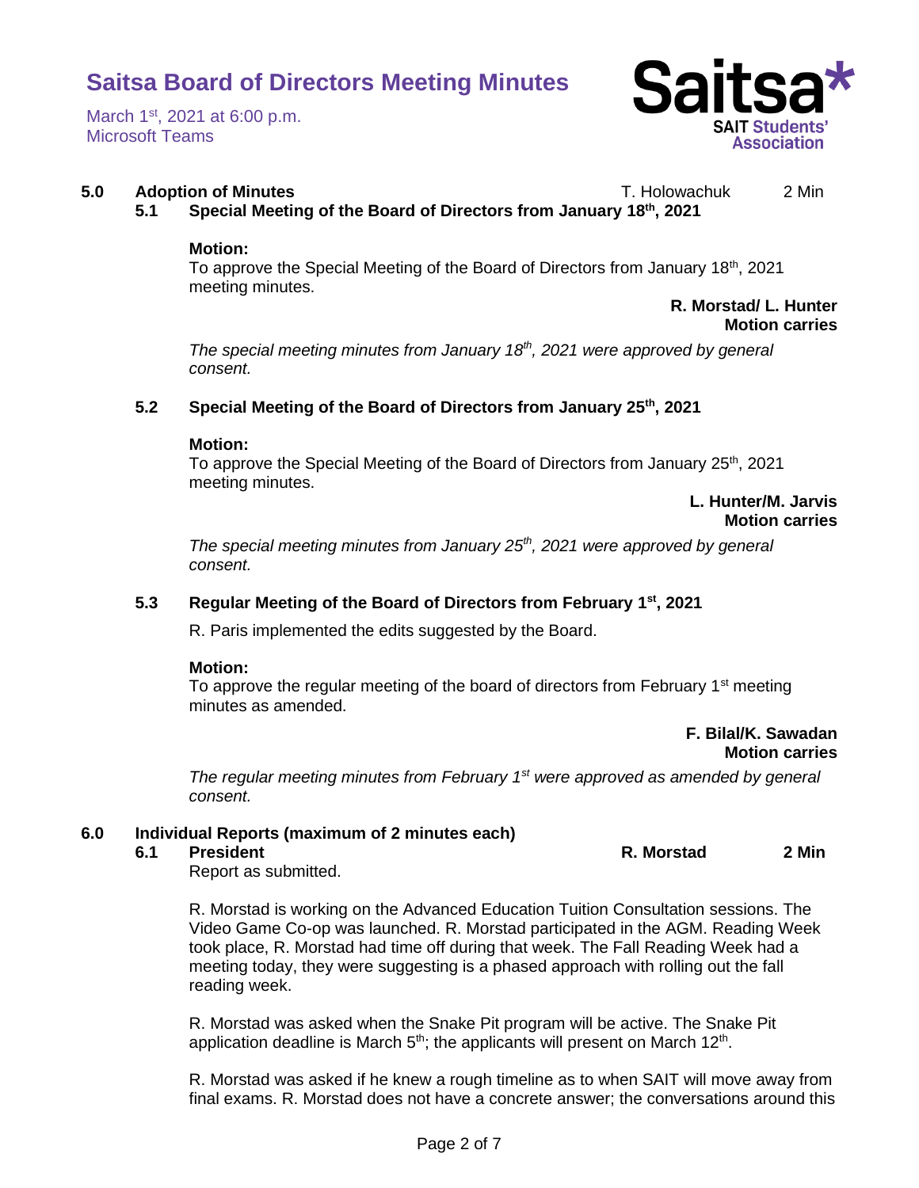**5.0 Adoption of Minutes** T. Holowachuk 2 Min

**5.1 Special Meeting of the Board of Directors from January 18th, 2021**

**Motion:**
To approve the Special Meeting of the Board of Directors from January 18th, 2021 meeting minutes.

**R. Morstad/ L. Hunter**
**Motion carries**

*The special meeting minutes from January 18th, 2021 were approved by general consent.*

**5.2 Special Meeting of the Board of Directors from January 25th, 2021**

**Motion:**
To approve the Special Meeting of the Board of Directors from January 25th, 2021 meeting minutes.

**L. Hunter/M. Jarvis**
**Motion carries**

*The special meeting minutes from January 25th, 2021 were approved by general consent.*

**5.3 Regular Meeting of the Board of Directors from February 1st, 2021**

R. Paris implemented the edits suggested by the Board.

**Motion:**
To approve the regular meeting of the board of directors from February 1st meeting minutes as amended.

**F. Bilal/K. Sawadan**
**Motion carries**

*The regular meeting minutes from February 1st were approved as amended by general consent.*

**6.0 Individual Reports (maximum of 2 minutes each)**

**6.1 President** **R. Morstad** **2 Min**

Report as submitted.

R. Morstad is working on the Advanced Education Tuition Consultation sessions. The Video Game Co-op was launched. R. Morstad participated in the AGM. Reading Week took place, R. Morstad had time off during that week. The Fall Reading Week had a meeting today, they were suggesting is a phased approach with rolling out the fall reading week.

R. Morstad was asked when the Snake Pit program will be active. The Snake Pit application deadline is March 5th; the applicants will present on March 12th.

R. Morstad was asked if he knew a rough timeline as to when SAIT will move away from final exams. R. Morstad does not have a concrete answer; the conversations around this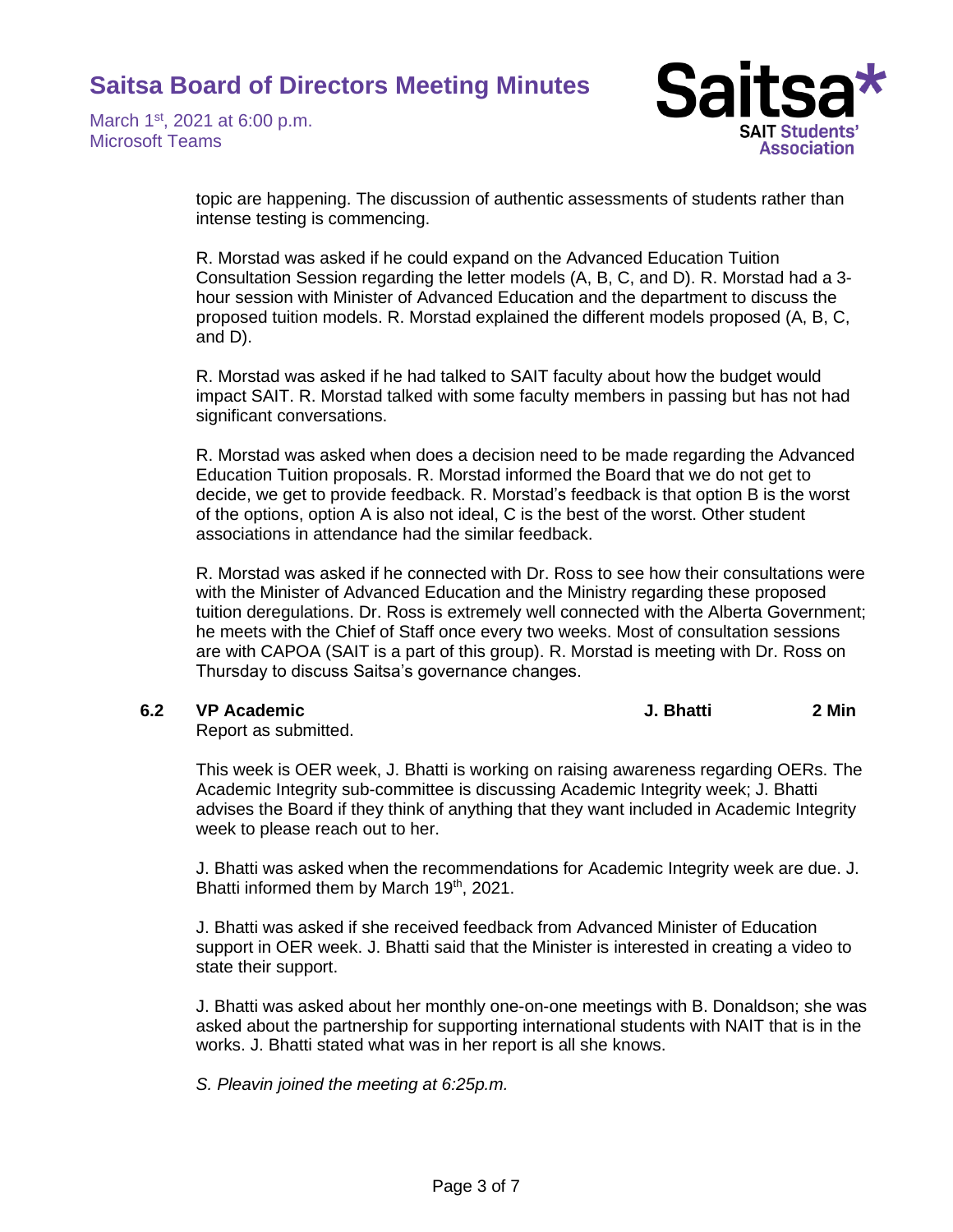topic are happening. The discussion of authentic assessments of students rather than intense testing is commencing.

R. Morstad was asked if he could expand on the Advanced Education Tuition Consultation Session regarding the letter models (A, B, C, and D). R. Morstad had a 3-hour session with Minister of Advanced Education and the department to discuss the proposed tuition models. R. Morstad explained the different models proposed (A, B, C, and D).

R. Morstad was asked if he had talked to SAIT faculty about how the budget would impact SAIT. R. Morstad talked with some faculty members in passing but has not had significant conversations.

R. Morstad was asked when does a decision need to be made regarding the Advanced Education Tuition proposals. R. Morstad informed the Board that we do not get to decide, we get to provide feedback. R. Morstad's feedback is that option B is the worst of the options, option A is also not ideal, C is the best of the worst. Other student associations in attendance had the similar feedback.

R. Morstad was asked if he connected with Dr. Ross to see how their consultations were with the Minister of Advanced Education and the Ministry regarding these proposed tuition deregulations. Dr. Ross is extremely well connected with the Alberta Government; he meets with the Chief of Staff once every two weeks. Most of consultation sessions are with CAPOA (SAIT is a part of this group). R. Morstad is meeting with Dr. Ross on Thursday to discuss Saitsa's governance changes.

**6.2 VP Academic** — **J. Bhatti** — **2 Min**

Report as submitted.

This week is OER week, J. Bhatti is working on raising awareness regarding OERs. The Academic Integrity sub-committee is discussing Academic Integrity week; J. Bhatti advises the Board if they think of anything that they want included in Academic Integrity week to please reach out to her.

J. Bhatti was asked when the recommendations for Academic Integrity week are due. J. Bhatti informed them by March 19th, 2021.

J. Bhatti was asked if she received feedback from Advanced Minister of Education support in OER week. J. Bhatti said that the Minister is interested in creating a video to state their support.

J. Bhatti was asked about her monthly one-on-one meetings with B. Donaldson; she was asked about the partnership for supporting international students with NAIT that is in the works. J. Bhatti stated what was in her report is all she knows.

*S. Pleavin joined the meeting at 6:25p.m.*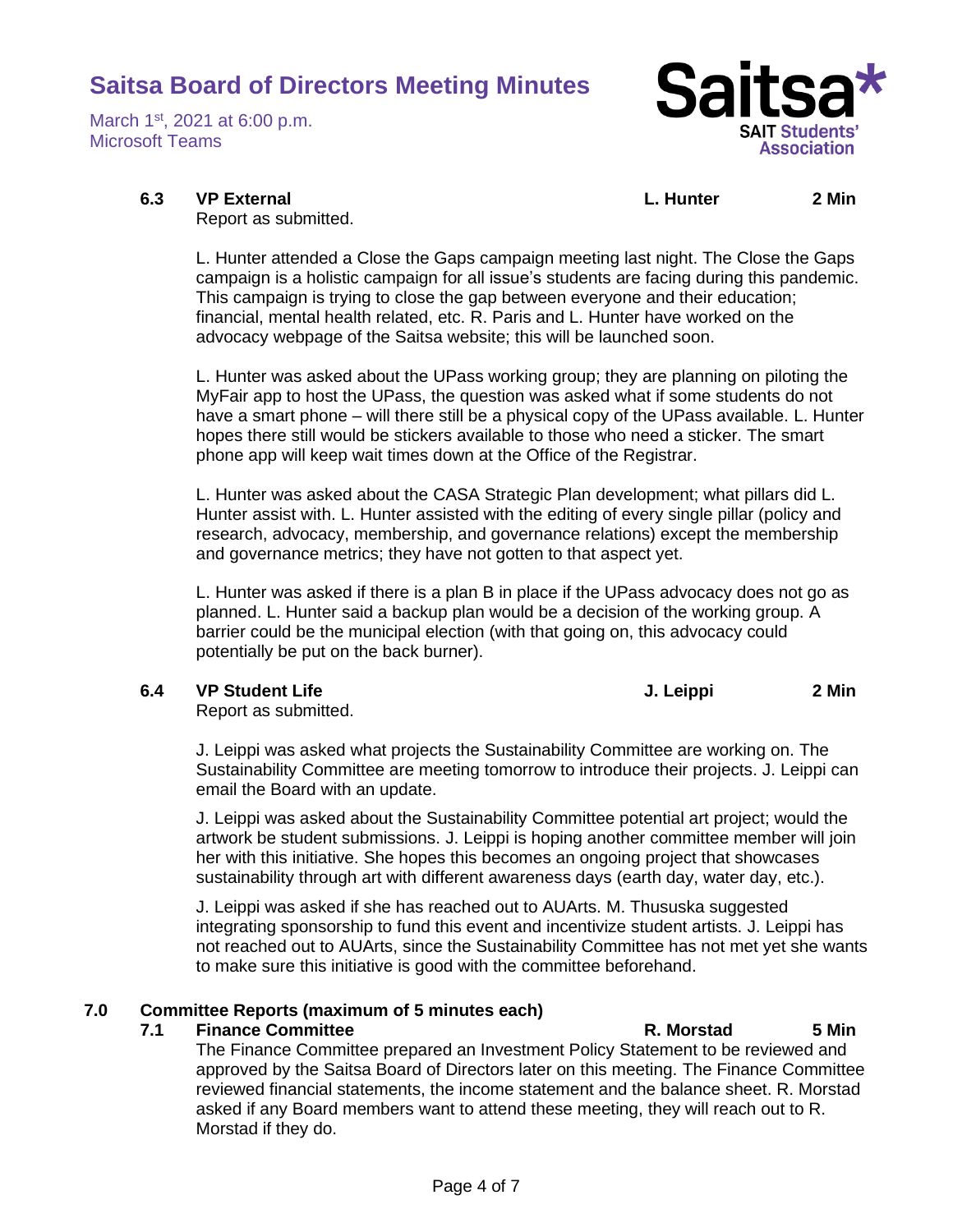### 6.3 VP External — L. Hunter — 2 Min

Report as submitted.

L. Hunter attended a Close the Gaps campaign meeting last night. The Close the Gaps campaign is a holistic campaign for all issue's students are facing during this pandemic. This campaign is trying to close the gap between everyone and their education; financial, mental health related, etc. R. Paris and L. Hunter have worked on the advocacy webpage of the Saitsa website; this will be launched soon.

L. Hunter was asked about the UPass working group; they are planning on piloting the MyFair app to host the UPass, the question was asked what if some students do not have a smart phone – will there still be a physical copy of the UPass available. L. Hunter hopes there still would be stickers available to those who need a sticker. The smart phone app will keep wait times down at the Office of the Registrar.

L. Hunter was asked about the CASA Strategic Plan development; what pillars did L. Hunter assist with. L. Hunter assisted with the editing of every single pillar (policy and research, advocacy, membership, and governance relations) except the membership and governance metrics; they have not gotten to that aspect yet.

L. Hunter was asked if there is a plan B in place if the UPass advocacy does not go as planned. L. Hunter said a backup plan would be a decision of the working group. A barrier could be the municipal election (with that going on, this advocacy could potentially be put on the back burner).

### 6.4 VP Student Life — J. Leippi — 2 Min

Report as submitted.

J. Leippi was asked what projects the Sustainability Committee are working on. The Sustainability Committee are meeting tomorrow to introduce their projects. J. Leippi can email the Board with an update.

J. Leippi was asked about the Sustainability Committee potential art project; would the artwork be student submissions. J. Leippi is hoping another committee member will join her with this initiative. She hopes this becomes an ongoing project that showcases sustainability through art with different awareness days (earth day, water day, etc.).

J. Leippi was asked if she has reached out to AUArts. M. Thususka suggested integrating sponsorship to fund this event and incentivize student artists. J. Leippi has not reached out to AUArts, since the Sustainability Committee has not met yet she wants to make sure this initiative is good with the committee beforehand.

## 7.0 Committee Reports (maximum of 5 minutes each)

### 7.1 Finance Committee — R. Morstad — 5 Min

The Finance Committee prepared an Investment Policy Statement to be reviewed and approved by the Saitsa Board of Directors later on this meeting. The Finance Committee reviewed financial statements, the income statement and the balance sheet. R. Morstad asked if any Board members want to attend these meeting, they will reach out to R. Morstad if they do.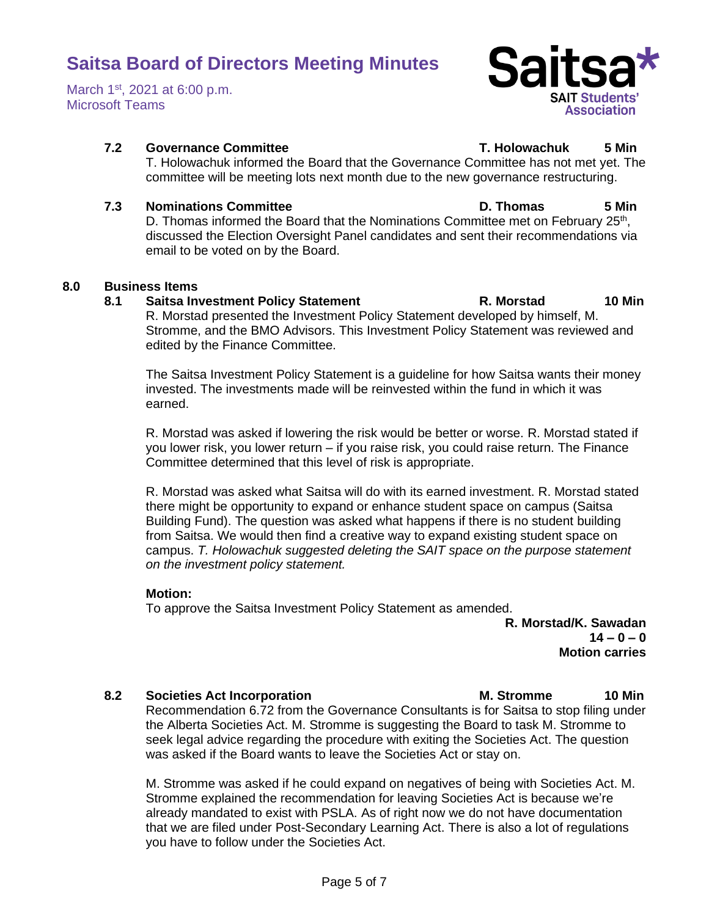### 7.2 Governance Committee — T. Holowachuk — 5 Min

T. Holowachuk informed the Board that the Governance Committee has not met yet. The committee will be meeting lots next month due to the new governance restructuring.

### 7.3 Nominations Committee — D. Thomas — 5 Min

D. Thomas informed the Board that the Nominations Committee met on February 25th, discussed the Election Oversight Panel candidates and sent their recommendations via email to be voted on by the Board.

## 8.0 Business Items

### 8.1 Saitsa Investment Policy Statement — R. Morstad — 10 Min

R. Morstad presented the Investment Policy Statement developed by himself, M. Stromme, and the BMO Advisors. This Investment Policy Statement was reviewed and edited by the Finance Committee.

The Saitsa Investment Policy Statement is a guideline for how Saitsa wants their money invested. The investments made will be reinvested within the fund in which it was earned.

R. Morstad was asked if lowering the risk would be better or worse. R. Morstad stated if you lower risk, you lower return – if you raise risk, you could raise return. The Finance Committee determined that this level of risk is appropriate.

R. Morstad was asked what Saitsa will do with its earned investment. R. Morstad stated there might be opportunity to expand or enhance student space on campus (Saitsa Building Fund). The question was asked what happens if there is no student building from Saitsa. We would then find a creative way to expand existing student space on campus. *T. Holowachuk suggested deleting the SAIT space on the purpose statement on the investment policy statement.*

**Motion:**

To approve the Saitsa Investment Policy Statement as amended.

**R. Morstad/K. Sawadan**
**14 – 0 – 0**
**Motion carries**

### 8.2 Societies Act Incorporation — M. Stromme — 10 Min

Recommendation 6.72 from the Governance Consultants is for Saitsa to stop filing under the Alberta Societies Act. M. Stromme is suggesting the Board to task M. Stromme to seek legal advice regarding the procedure with exiting the Societies Act. The question was asked if the Board wants to leave the Societies Act or stay on.

M. Stromme was asked if he could expand on negatives of being with Societies Act. M. Stromme explained the recommendation for leaving Societies Act is because we're already mandated to exist with PSLA. As of right now we do not have documentation that we are filed under Post-Secondary Learning Act. There is also a lot of regulations you have to follow under the Societies Act.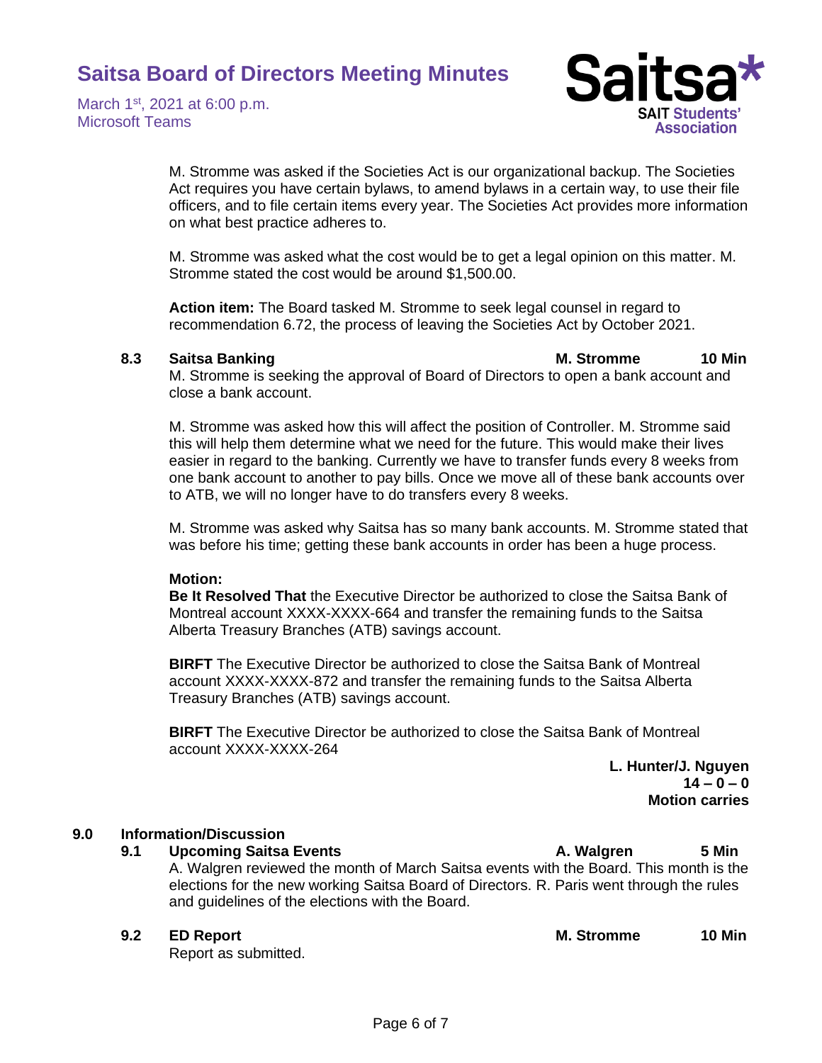M. Stromme was asked if the Societies Act is our organizational backup. The Societies Act requires you have certain bylaws, to amend bylaws in a certain way, to use their file officers, and to file certain items every year. The Societies Act provides more information on what best practice adheres to.

M. Stromme was asked what the cost would be to get a legal opinion on this matter. M. Stromme stated the cost would be around $1,500.00.

**Action item:** The Board tasked M. Stromme to seek legal counsel in regard to recommendation 6.72, the process of leaving the Societies Act by October 2021.

**8.3 Saitsa Banking** — **M. Stromme** — **10 Min**

M. Stromme is seeking the approval of Board of Directors to open a bank account and close a bank account.

M. Stromme was asked how this will affect the position of Controller. M. Stromme said this will help them determine what we need for the future. This would make their lives easier in regard to the banking. Currently we have to transfer funds every 8 weeks from one bank account to another to pay bills. Once we move all of these bank accounts over to ATB, we will no longer have to do transfers every 8 weeks.

M. Stromme was asked why Saitsa has so many bank accounts. M. Stromme stated that was before his time; getting these bank accounts in order has been a huge process.

**Motion:**

**Be It Resolved That** the Executive Director be authorized to close the Saitsa Bank of Montreal account XXXX-XXXX-664 and transfer the remaining funds to the Saitsa Alberta Treasury Branches (ATB) savings account.

**BIRFT** The Executive Director be authorized to close the Saitsa Bank of Montreal account XXXX-XXXX-872 and transfer the remaining funds to the Saitsa Alberta Treasury Branches (ATB) savings account.

**BIRFT** The Executive Director be authorized to close the Saitsa Bank of Montreal account XXXX-XXXX-264

**L. Hunter/J. Nguyen**
**14 – 0 – 0**
**Motion carries**

## 9.0 Information/Discussion

**9.1 Upcoming Saitsa Events** — **A. Walgren** — **5 Min**

A. Walgren reviewed the month of March Saitsa events with the Board. This month is the elections for the new working Saitsa Board of Directors. R. Paris went through the rules and guidelines of the elections with the Board.

**9.2 ED Report** — **M. Stromme** — **10 Min**

Report as submitted.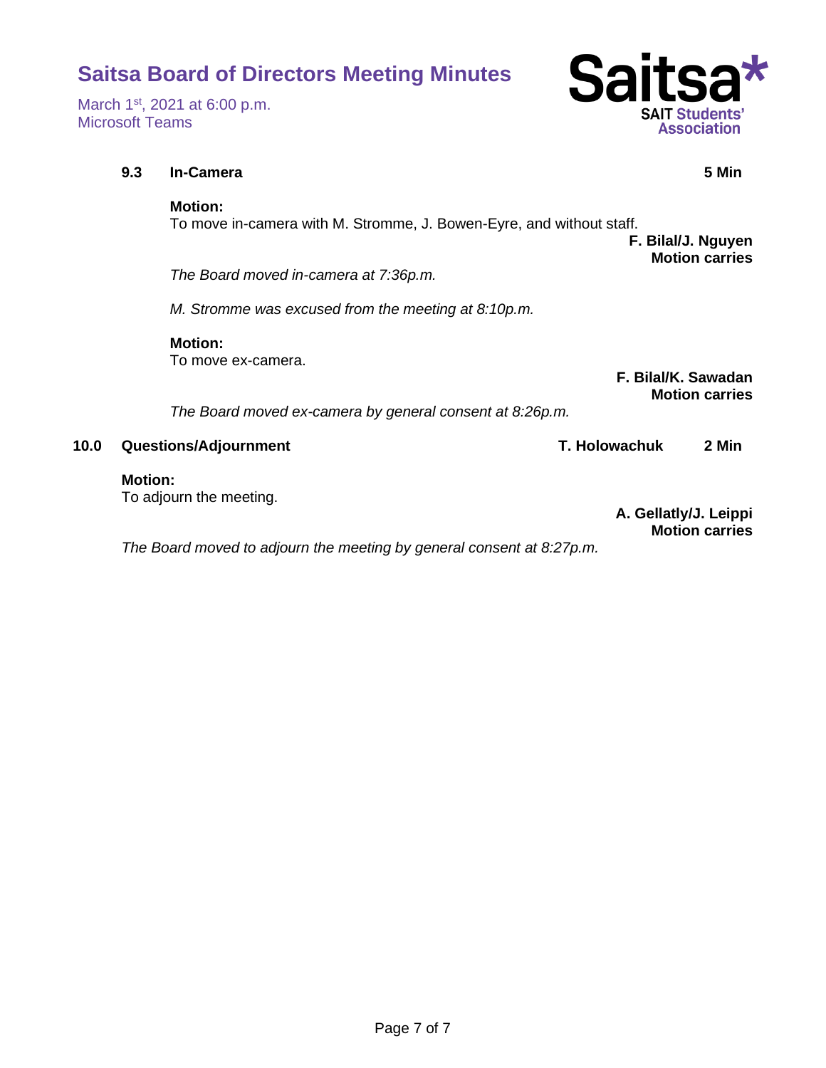### 9.3 In-Camera — 5 Min

**Motion:**
To move in-camera with M. Stromme, J. Bowen-Eyre, and without staff.

**F. Bilal/J. Nguyen**
**Motion carries**

*The Board moved in-camera at 7:36p.m.*

*M. Stromme was excused from the meeting at 8:10p.m.*

**Motion:**
To move ex-camera.

**F. Bilal/K. Sawadan**
**Motion carries**

*The Board moved ex-camera by general consent at 8:26p.m.*

## 10.0 Questions/Adjournment — T. Holowachuk — 2 Min

**Motion:**
To adjourn the meeting.

**A. Gellatly/J. Leippi**
**Motion carries**

*The Board moved to adjourn the meeting by general consent at 8:27p.m.*